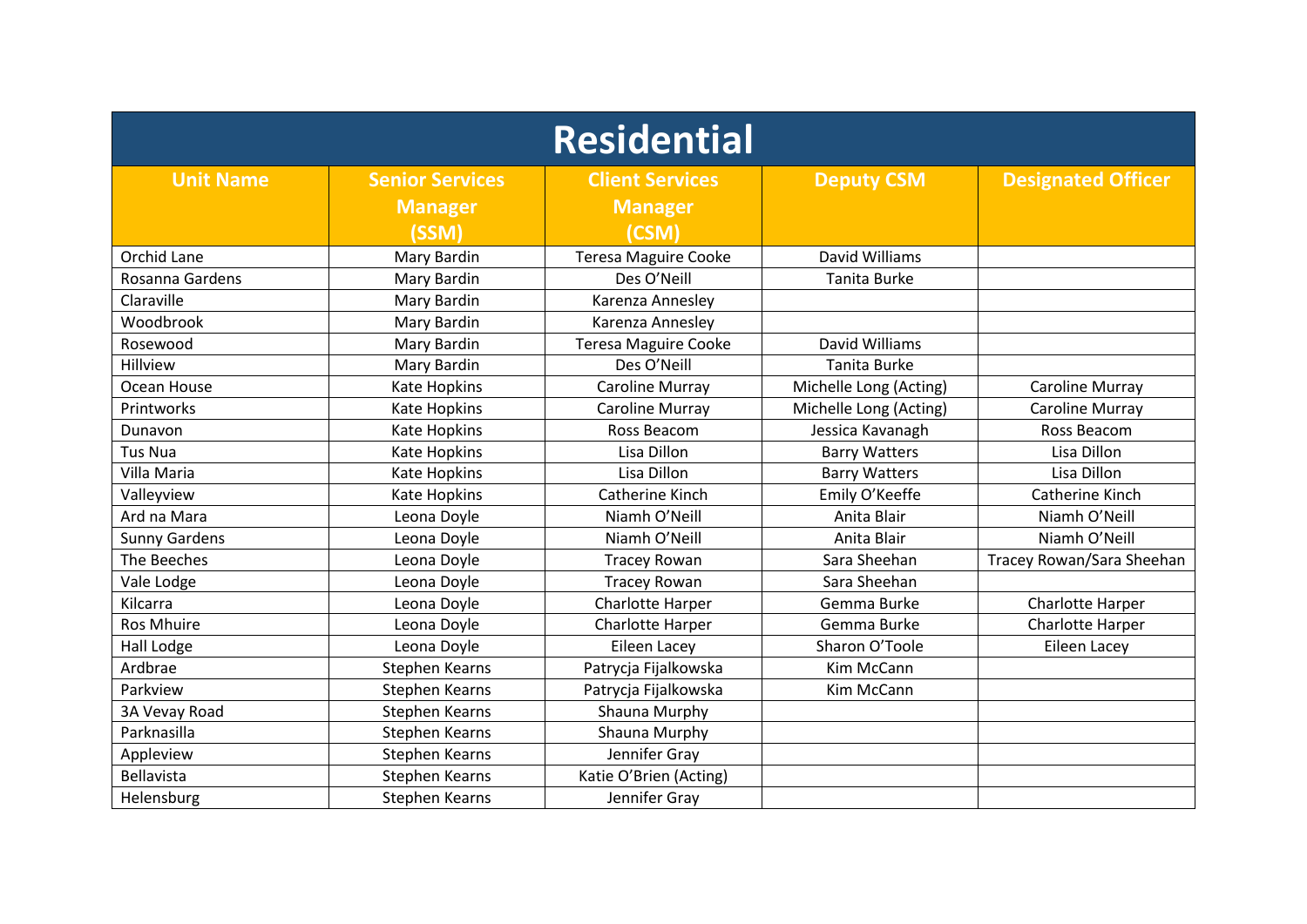| Residential | | | | |
|---|---|---|---|---|
| **Unit Name** | **Senior Services Manager (SSM)** | **Client Services Manager (CSM)** | **Deputy CSM** | **Designated Officer** |
| Orchid Lane | Mary Bardin | Teresa Maguire Cooke | David Williams | |
| Rosanna Gardens | Mary Bardin | Des O'Neill | Tanita Burke | |
| Claraville | Mary Bardin | Karenza Annesley | | |
| Woodbrook | Mary Bardin | Karenza Annesley | | |
| Rosewood | Mary Bardin | Teresa Maguire Cooke | David Williams | |
| Hillview | Mary Bardin | Des O'Neill | Tanita Burke | |
| Ocean House | Kate Hopkins | Caroline Murray | Michelle Long (Acting) | Caroline Murray |
| Printworks | Kate Hopkins | Caroline Murray | Michelle Long (Acting) | Caroline Murray |
| Dunavon | Kate Hopkins | Ross Beacom | Jessica Kavanagh | Ross Beacom |
| Tus Nua | Kate Hopkins | Lisa Dillon | Barry Watters | Lisa Dillon |
| Villa Maria | Kate Hopkins | Lisa Dillon | Barry Watters | Lisa Dillon |
| Valleyview | Kate Hopkins | Catherine Kinch | Emily O'Keeffe | Catherine Kinch |
| Ard na Mara | Leona Doyle | Niamh O'Neill | Anita Blair | Niamh O'Neill |
| Sunny Gardens | Leona Doyle | Niamh O'Neill | Anita Blair | Niamh O'Neill |
| The Beeches | Leona Doyle | Tracey Rowan | Sara Sheehan | Tracey Rowan/Sara Sheehan |
| Vale Lodge | Leona Doyle | Tracey Rowan | Sara Sheehan | |
| Kilcarra | Leona Doyle | Charlotte Harper | Gemma Burke | Charlotte Harper |
| Ros Mhuire | Leona Doyle | Charlotte Harper | Gemma Burke | Charlotte Harper |
| Hall Lodge | Leona Doyle | Eileen Lacey | Sharon O'Toole | Eileen Lacey |
| Ardbrae | Stephen Kearns | Patrycja Fijalkowska | Kim McCann | |
| Parkview | Stephen Kearns | Patrycja Fijalkowska | Kim McCann | |
| 3A Vevay Road | Stephen Kearns | Shauna Murphy | | |
| Parknasilla | Stephen Kearns | Shauna Murphy | | |
| Appleview | Stephen Kearns | Jennifer Gray | | |
| Bellavista | Stephen Kearns | Katie O'Brien (Acting) | | |
| Helensburg | Stephen Kearns | Jennifer Gray | | |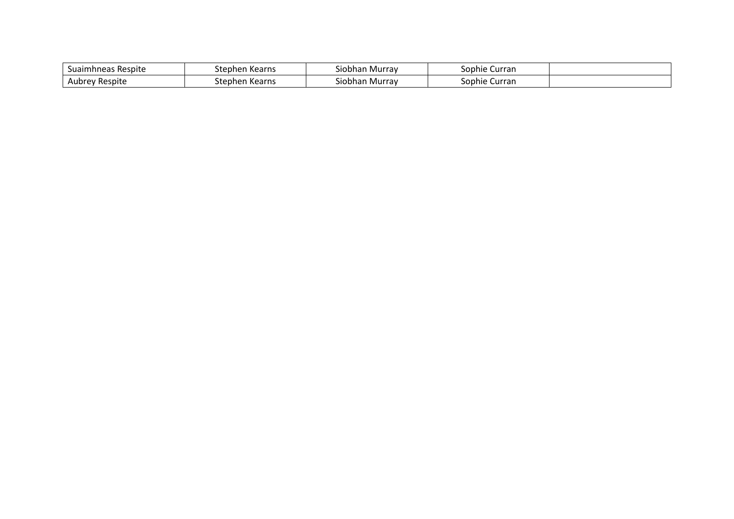| | | | | |
|---|---|---|---|---|
| Suaimhneas Respite | Stephen Kearns | Siobhan Murray | Sophie Curran | |
| Aubrey Respite | Stephen Kearns | Siobhan Murray | Sophie Curran | |